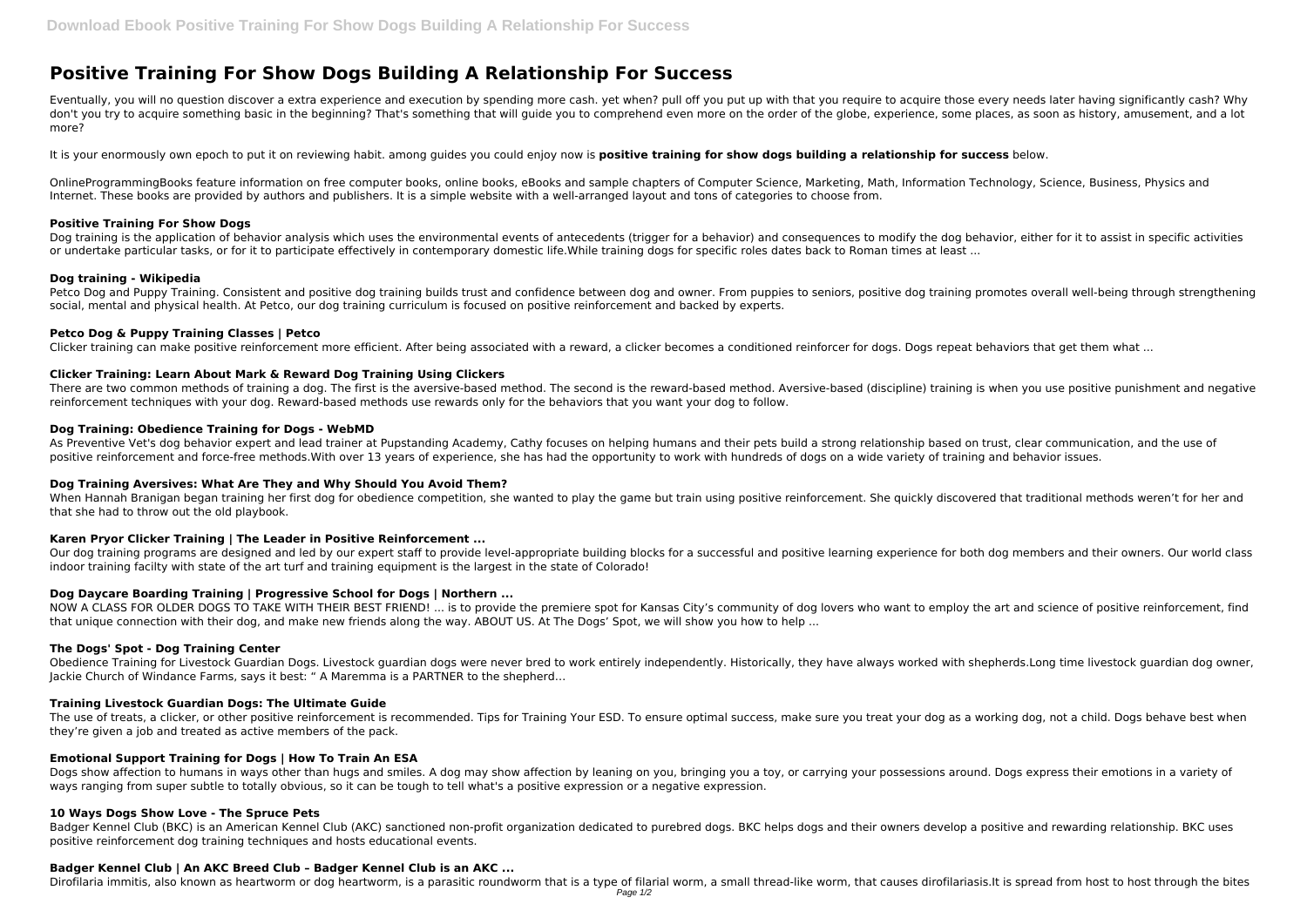# Positive Training For Show Dogs Building A Relationship For Success

Eventually, you will no question discover a extra experience and execution by spending more cash. yet when? pull off you put up with that you require to acquire those every needs later having significantly cash? Why don't you try to acquire something basic in the beginning? That's something that will guide you to comprehend even more on the order of the globe, experience, some places, as soon as history, amusement, and a lot more?

It is your enormously own epoch to put it on reviewing habit. among guides you could enjoy now is **positive training for show dogs building a relationship for success** below.

OnlineProgrammingBooks feature information on free computer books, online books, eBooks and sample chapters of Computer Science, Marketing, Math, Information Technology, Science, Business, Physics and Internet. These books are provided by authors and publishers. It is a simple website with a well-arranged layout and tons of categories to choose from.

### Positive Training For Show Dogs

Dog training is the application of behavior analysis which uses the environmental events of antecedents (trigger for a behavior) and consequences to modify the dog behavior, either for it to assist in specific activities or undertake particular tasks, or for it to participate effectively in contemporary domestic life.While training dogs for specific roles dates back to Roman times at least ...

### Dog training - Wikipedia

Petco Dog and Puppy Training. Consistent and positive dog training builds trust and confidence between dog and owner. From puppies to seniors, positive dog training promotes overall well-being through strengthening social, mental and physical health. At Petco, our dog training curriculum is focused on positive reinforcement and backed by experts.

### Petco Dog & Puppy Training Classes | Petco

Clicker training can make positive reinforcement more efficient. After being associated with a reward, a clicker becomes a conditioned reinforcer for dogs. Dogs repeat behaviors that get them what ...

### Clicker Training: Learn About Mark & Reward Dog Training Using Clickers

There are two common methods of training a dog. The first is the aversive-based method. The second is the reward-based method. Aversive-based (discipline) training is when you use positive punishment and negative reinforcement techniques with your dog. Reward-based methods use rewards only for the behaviors that you want your dog to follow.

### Dog Training: Obedience Training for Dogs - WebMD

As Preventive Vet's dog behavior expert and lead trainer at Pupstanding Academy, Cathy focuses on helping humans and their pets build a strong relationship based on trust, clear communication, and the use of positive reinforcement and force-free methods.With over 13 years of experience, she has had the opportunity to work with hundreds of dogs on a wide variety of training and behavior issues.

### Dog Training Aversives: What Are They and Why Should You Avoid Them?

When Hannah Branigan began training her first dog for obedience competition, she wanted to play the game but train using positive reinforcement. She quickly discovered that traditional methods weren't for her and that she had to throw out the old playbook.

### Karen Pryor Clicker Training | The Leader in Positive Reinforcement ...

Our dog training programs are designed and led by our expert staff to provide level-appropriate building blocks for a successful and positive learning experience for both dog members and their owners. Our world class indoor training facilty with state of the art turf and training equipment is the largest in the state of Colorado!

### Dog Daycare Boarding Training | Progressive School for Dogs | Northern ...

NOW A CLASS FOR OLDER DOGS TO TAKE WITH THEIR BEST FRIEND! ... is to provide the premiere spot for Kansas City's community of dog lovers who want to employ the art and science of positive reinforcement, find that unique connection with their dog, and make new friends along the way. ABOUT US. At The Dogs' Spot, we will show you how to help ...

### The Dogs' Spot - Dog Training Center

Obedience Training for Livestock Guardian Dogs. Livestock guardian dogs were never bred to work entirely independently. Historically, they have always worked with shepherds.Long time livestock guardian dog owner, Jackie Church of Windance Farms, says it best: " A Maremma is a PARTNER to the shepherd…

### Training Livestock Guardian Dogs: The Ultimate Guide

The use of treats, a clicker, or other positive reinforcement is recommended. Tips for Training Your ESD. To ensure optimal success, make sure you treat your dog as a working dog, not a child. Dogs behave best when they're given a job and treated as active members of the pack.

### Emotional Support Training for Dogs | How To Train An ESA

Dogs show affection to humans in ways other than hugs and smiles. A dog may show affection by leaning on you, bringing you a toy, or carrying your possessions around. Dogs express their emotions in a variety of ways ranging from super subtle to totally obvious, so it can be tough to tell what's a positive expression or a negative expression.

### 10 Ways Dogs Show Love - The Spruce Pets

Badger Kennel Club (BKC) is an American Kennel Club (AKC) sanctioned non-profit organization dedicated to purebred dogs. BKC helps dogs and their owners develop a positive and rewarding relationship. BKC uses positive reinforcement dog training techniques and hosts educational events.

### Badger Kennel Club | An AKC Breed Club – Badger Kennel Club is an AKC ...

Dirofilaria immitis, also known as heartworm or dog heartworm, is a parasitic roundworm that is a type of filarial worm, a small thread-like worm, that causes dirofilariasis.It is spread from host to host through the bites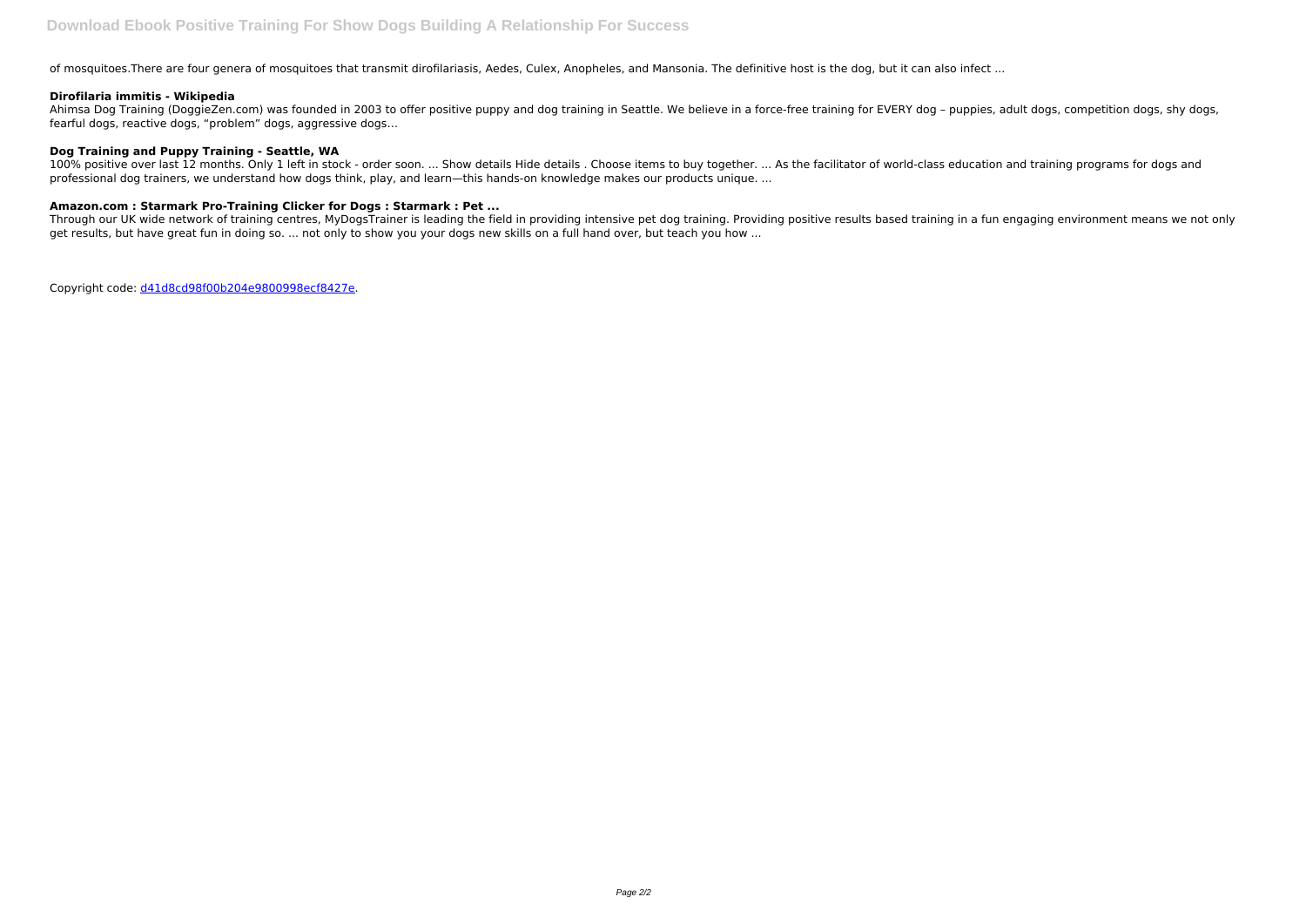of mosquitoes.There are four genera of mosquitoes that transmit dirofilariasis, Aedes, Culex, Anopheles, and Mansonia. The definitive host is the dog, but it can also infect ...

**Dirofilaria immitis - Wikipedia**

Ahimsa Dog Training (DoggieZen.com) was founded in 2003 to offer positive puppy and dog training in Seattle. We believe in a force-free training for EVERY dog – puppies, adult dogs, competition dogs, shy dogs, fearful dogs, reactive dogs, "problem" dogs, aggressive dogs…

**Dog Training and Puppy Training - Seattle, WA**

100% positive over last 12 months. Only 1 left in stock - order soon. ... Show details Hide details . Choose items to buy together. ... As the facilitator of world-class education and training programs for dogs and professional dog trainers, we understand how dogs think, play, and learn—this hands-on knowledge makes our products unique. ...

**Amazon.com : Starmark Pro-Training Clicker for Dogs : Starmark : Pet ...**

Through our UK wide network of training centres, MyDogsTrainer is leading the field in providing intensive pet dog training. Providing positive results based training in a fun engaging environment means we not only get results, but have great fun in doing so. ... not only to show you your dogs new skills on a full hand over, but teach you how ...

Copyright code: d41d8cd98f00b204e9800998ecf8427e.